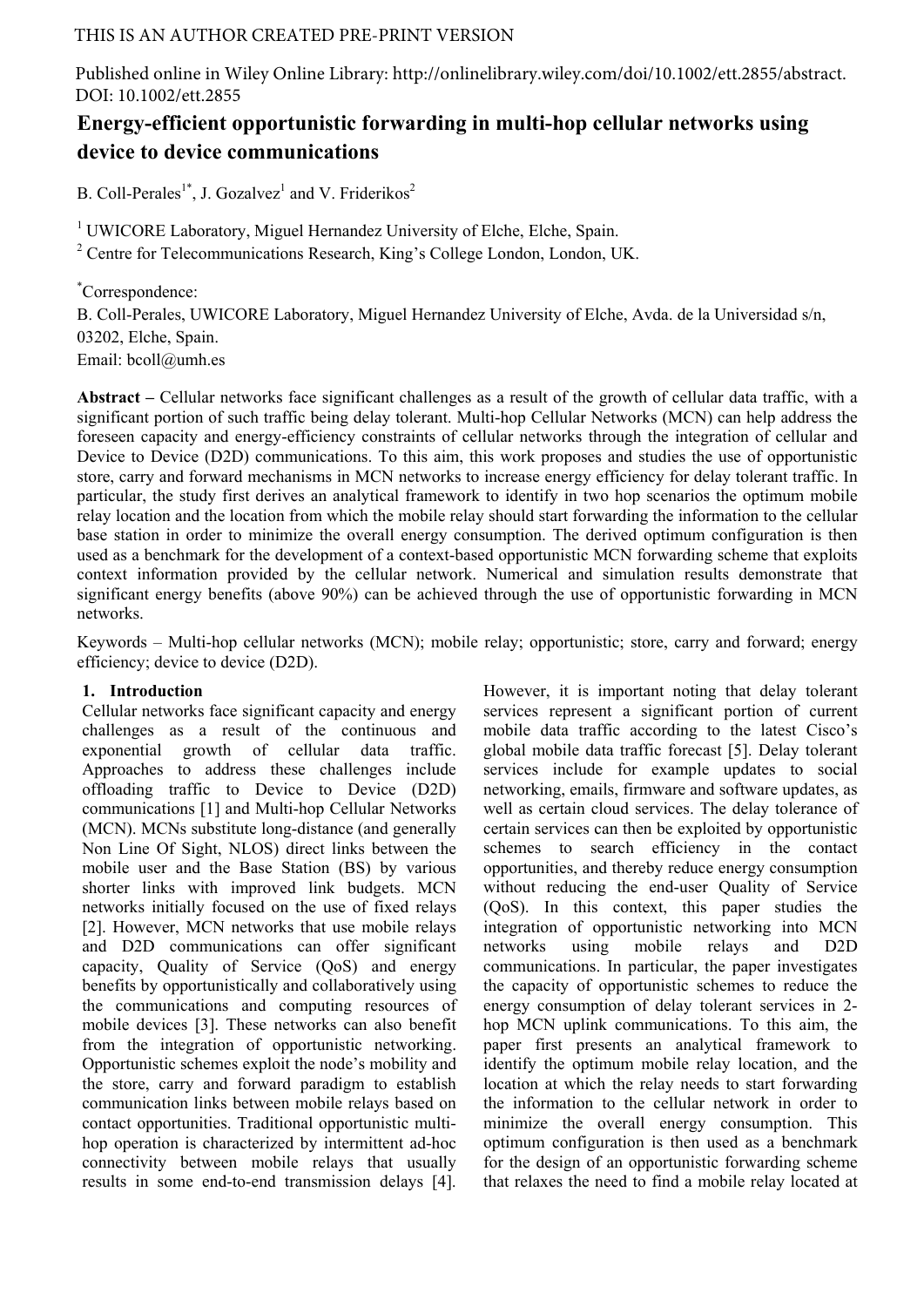THIS IS AN AUTHOR CREATED PRE-PRINT VERSION

Published online in Wiley Online Library: http://onlinelibrary.wiley.com/doi/10.1002/ett.2855/abstract. DOI: 10.1002/ett.2855

# Energy-efficient opportunistic forwarding in multi-hop cellular networks using device to device communications

B. Coll-Perales[1*], J. Gozalvez[1] and V. Friderikos[2]

[1] UWICORE Laboratory, Miguel Hernandez University of Elche, Elche, Spain.
[2] Centre for Telecommunications Research, King's College London, London, UK.

[*]Correspondence:
B. Coll-Perales, UWICORE Laboratory, Miguel Hernandez University of Elche, Avda. de la Universidad s/n, 03202, Elche, Spain.
Email: bcoll@umh.es

**Abstract –** Cellular networks face significant challenges as a result of the growth of cellular data traffic, with a significant portion of such traffic being delay tolerant. Multi-hop Cellular Networks (MCN) can help address the foreseen capacity and energy-efficiency constraints of cellular networks through the integration of cellular and Device to Device (D2D) communications. To this aim, this work proposes and studies the use of opportunistic store, carry and forward mechanisms in MCN networks to increase energy efficiency for delay tolerant traffic. In particular, the study first derives an analytical framework to identify in two hop scenarios the optimum mobile relay location and the location from which the mobile relay should start forwarding the information to the cellular base station in order to minimize the overall energy consumption. The derived optimum configuration is then used as a benchmark for the development of a context-based opportunistic MCN forwarding scheme that exploits context information provided by the cellular network. Numerical and simulation results demonstrate that significant energy benefits (above 90%) can be achieved through the use of opportunistic forwarding in MCN networks.

Keywords – Multi-hop cellular networks (MCN); mobile relay; opportunistic; store, carry and forward; energy efficiency; device to device (D2D).

## 1. Introduction

Cellular networks face significant capacity and energy challenges as a result of the continuous and exponential growth of cellular data traffic. Approaches to address these challenges include offloading traffic to Device to Device (D2D) communications [1] and Multi-hop Cellular Networks (MCN). MCNs substitute long-distance (and generally Non Line Of Sight, NLOS) direct links between the mobile user and the Base Station (BS) by various shorter links with improved link budgets. MCN networks initially focused on the use of fixed relays [2]. However, MCN networks that use mobile relays and D2D communications can offer significant capacity, Quality of Service (QoS) and energy benefits by opportunistically and collaboratively using the communications and computing resources of mobile devices [3]. These networks can also benefit from the integration of opportunistic networking. Opportunistic schemes exploit the node's mobility and the store, carry and forward paradigm to establish communication links between mobile relays based on contact opportunities. Traditional opportunistic multi-hop operation is characterized by intermittent ad-hoc connectivity between mobile relays that usually results in some end-to-end transmission delays [4]. However, it is important noting that delay tolerant services represent a significant portion of current mobile data traffic according to the latest Cisco's global mobile data traffic forecast [5]. Delay tolerant services include for example updates to social networking, emails, firmware and software updates, as well as certain cloud services. The delay tolerance of certain services can then be exploited by opportunistic schemes to search efficiency in the contact opportunities, and thereby reduce energy consumption without reducing the end-user Quality of Service (QoS). In this context, this paper studies the integration of opportunistic networking into MCN networks using mobile relays and D2D communications. In particular, the paper investigates the capacity of opportunistic schemes to reduce the energy consumption of delay tolerant services in 2-hop MCN uplink communications. To this aim, the paper first presents an analytical framework to identify the optimum mobile relay location, and the location at which the relay needs to start forwarding the information to the cellular network in order to minimize the overall energy consumption. This optimum configuration is then used as a benchmark for the design of an opportunistic forwarding scheme that relaxes the need to find a mobile relay located at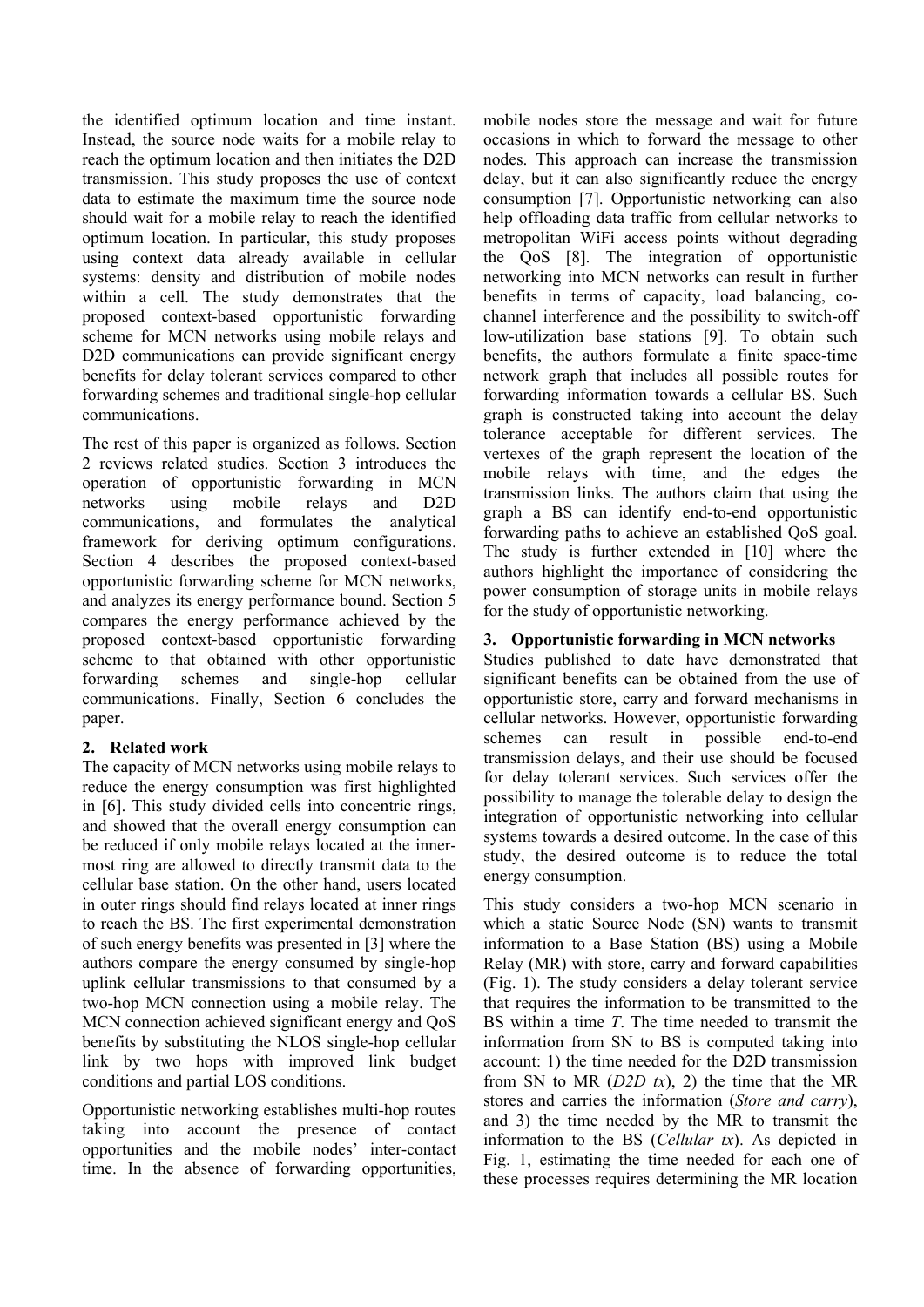the identified optimum location and time instant. Instead, the source node waits for a mobile relay to reach the optimum location and then initiates the D2D transmission. This study proposes the use of context data to estimate the maximum time the source node should wait for a mobile relay to reach the identified optimum location. In particular, this study proposes using context data already available in cellular systems: density and distribution of mobile nodes within a cell. The study demonstrates that the proposed context-based opportunistic forwarding scheme for MCN networks using mobile relays and D2D communications can provide significant energy benefits for delay tolerant services compared to other forwarding schemes and traditional single-hop cellular communications.

The rest of this paper is organized as follows. Section 2 reviews related studies. Section 3 introduces the operation of opportunistic forwarding in MCN networks using mobile relays and D2D communications, and formulates the analytical framework for deriving optimum configurations. Section 4 describes the proposed context-based opportunistic forwarding scheme for MCN networks, and analyzes its energy performance bound. Section 5 compares the energy performance achieved by the proposed context-based opportunistic forwarding scheme to that obtained with other opportunistic forwarding schemes and single-hop cellular communications. Finally, Section 6 concludes the paper.

## 2. Related work

The capacity of MCN networks using mobile relays to reduce the energy consumption was first highlighted in [6]. This study divided cells into concentric rings, and showed that the overall energy consumption can be reduced if only mobile relays located at the inner-most ring are allowed to directly transmit data to the cellular base station. On the other hand, users located in outer rings should find relays located at inner rings to reach the BS. The first experimental demonstration of such energy benefits was presented in [3] where the authors compare the energy consumed by single-hop uplink cellular transmissions to that consumed by a two-hop MCN connection using a mobile relay. The MCN connection achieved significant energy and QoS benefits by substituting the NLOS single-hop cellular link by two hops with improved link budget conditions and partial LOS conditions.

Opportunistic networking establishes multi-hop routes taking into account the presence of contact opportunities and the mobile nodes' inter-contact time. In the absence of forwarding opportunities, mobile nodes store the message and wait for future occasions in which to forward the message to other nodes. This approach can increase the transmission delay, but it can also significantly reduce the energy consumption [7]. Opportunistic networking can also help offloading data traffic from cellular networks to metropolitan WiFi access points without degrading the QoS [8]. The integration of opportunistic networking into MCN networks can result in further benefits in terms of capacity, load balancing, co-channel interference and the possibility to switch-off low-utilization base stations [9]. To obtain such benefits, the authors formulate a finite space-time network graph that includes all possible routes for forwarding information towards a cellular BS. Such graph is constructed taking into account the delay tolerance acceptable for different services. The vertexes of the graph represent the location of the mobile relays with time, and the edges the transmission links. The authors claim that using the graph a BS can identify end-to-end opportunistic forwarding paths to achieve an established QoS goal. The study is further extended in [10] where the authors highlight the importance of considering the power consumption of storage units in mobile relays for the study of opportunistic networking.

## 3. Opportunistic forwarding in MCN networks

Studies published to date have demonstrated that significant benefits can be obtained from the use of opportunistic store, carry and forward mechanisms in cellular networks. However, opportunistic forwarding schemes can result in possible end-to-end transmission delays, and their use should be focused for delay tolerant services. Such services offer the possibility to manage the tolerable delay to design the integration of opportunistic networking into cellular systems towards a desired outcome. In the case of this study, the desired outcome is to reduce the total energy consumption.

This study considers a two-hop MCN scenario in which a static Source Node (SN) wants to transmit information to a Base Station (BS) using a Mobile Relay (MR) with store, carry and forward capabilities (Fig. 1). The study considers a delay tolerant service that requires the information to be transmitted to the BS within a time $T$. The time needed to transmit the information from SN to BS is computed taking into account: 1) the time needed for the D2D transmission from SN to MR (*D2D tx*), 2) the time that the MR stores and carries the information (*Store and carry*), and 3) the time needed by the MR to transmit the information to the BS (*Cellular tx*). As depicted in Fig. 1, estimating the time needed for each one of these processes requires determining the MR location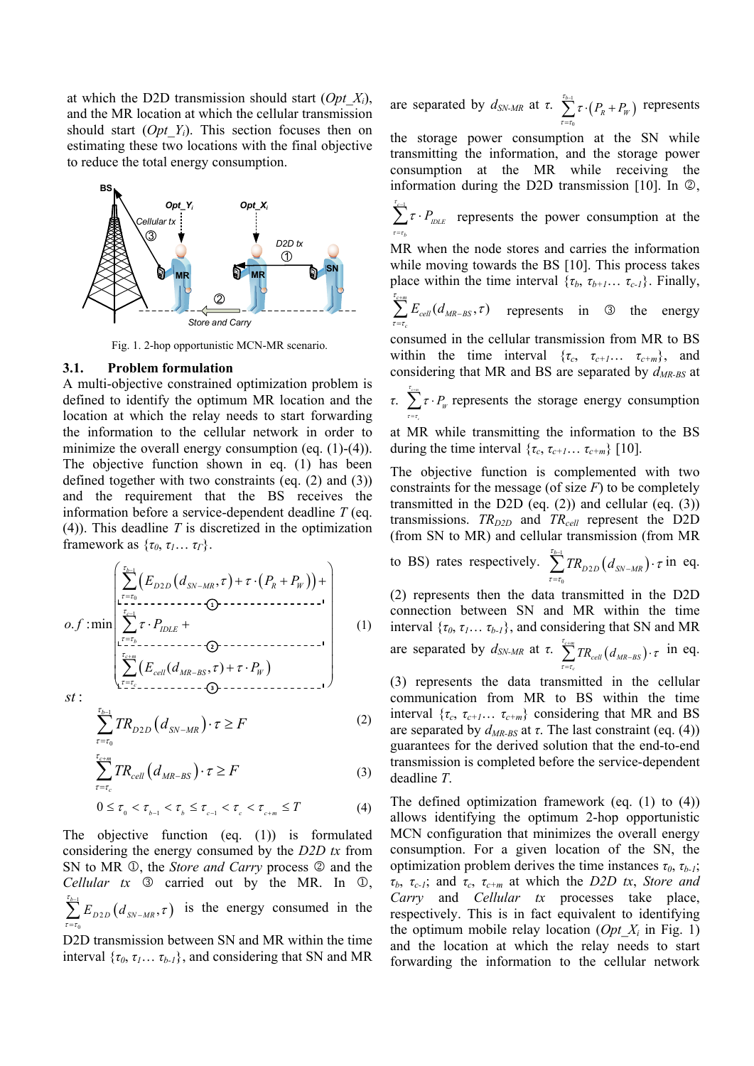at which the D2D transmission should start ($Opt\_X_i$), and the MR location at which the cellular transmission should start ($Opt\_Y_i$). This section focuses then on estimating these two locations with the final objective to reduce the total energy consumption.

Fig. 1. 2-hop opportunistic MCN-MR scenario.

### 3.1. Problem formulation

A multi-objective constrained optimization problem is defined to identify the optimum MR location and the location at which the relay needs to start forwarding the information to the cellular network in order to minimize the overall energy consumption (eq. (1)-(4)). The objective function shown in eq. (1) has been defined together with two constraints (eq. (2) and (3)) and the requirement that the BS receives the information before a service-dependent deadline $T$ (eq. (4)). This deadline $T$ is discretized in the optimization framework as $\{\tau_0, \tau_1 \ldots \tau_T\}$.

$$o.f: \min \left( \begin{array}{l} \underbrace{\sum_{\tau=\tau_0}^{\tau_{b-1}} \left( E_{D2D}\left(d_{SN-MR}, \tau\right) + \tau \cdot \left(P_R + P_W\right) \right) +}_{①} \\ \underbrace{\sum_{\tau=\tau_b}^{\tau_{c-1}} \tau \cdot P_{IDLE} +}_{②} \\ \underbrace{\sum_{\tau=\tau_c}^{\tau_{c+m}} \left( E_{cell}\left(d_{MR-BS}, \tau\right) + \tau \cdot P_W \right)}_{③} \end{array} \right) \tag{1}$$

$st:$

$$\sum_{\tau=\tau_0}^{\tau_{b-1}} TR_{D2D}\left(d_{SN-MR}\right) \cdot \tau \geq F \tag{2}$$

$$\sum_{\tau=\tau_c}^{\tau_{c+m}} TR_{cell}\left(d_{MR-BS}\right) \cdot \tau \geq F \tag{3}$$

$$0 \leq \tau_0 < \tau_{b-1} < \tau_b \leq \tau_{c-1} < \tau_c < \tau_{c+m} \leq T \tag{4}$$

The objective function (eq. (1)) is formulated considering the energy consumed by the *D2D tx* from SN to MR ①, the *Store and Carry* process ② and the *Cellular tx* ③ carried out by the MR. In ①, $\sum_{\tau=\tau_0}^{\tau_{b-1}} E_{D2D}\left(d_{SN-MR}, \tau\right)$ is the energy consumed in the D2D transmission between SN and MR within the time interval $\{\tau_0, \tau_1 \ldots \tau_{b-1}\}$, and considering that SN and MR are separated by $d_{SN-MR}$ at $\tau$. $\sum_{\tau=\tau_0}^{\tau_{b-1}} \tau \cdot \left(P_R + P_W\right)$ represents the storage power consumption at the SN while transmitting the information, and the storage power consumption at the MR while receiving the information during the D2D transmission [10]. In ②, $\sum_{\tau=\tau_b}^{\tau_{c-1}} \tau \cdot P_{IDLE}$ represents the power consumption at the MR when the node stores and carries the information while moving towards the BS [10]. This process takes place within the time interval $\{\tau_b, \tau_{b+1} \ldots \tau_{c-1}\}$. Finally, $\sum_{\tau=\tau_c}^{\tau_{c+m}} E_{cell}(d_{MR-BS}, \tau)$ represents in ③ the energy consumed in the cellular transmission from MR to BS within the time interval $\{\tau_c, \tau_{c+1} \ldots \tau_{c+m}\}$, and considering that MR and BS are separated by $d_{MR-BS}$ at $\tau$. $\sum_{\tau=\tau_c}^{\tau_{c+m}} \tau \cdot P_W$ represents the storage energy consumption at MR while transmitting the information to the BS during the time interval $\{\tau_c, \tau_{c+1} \ldots \tau_{c+m}\}$ [10].

The objective function is complemented with two constraints for the message (of size $F$) to be completely transmitted in the D2D (eq. (2)) and cellular (eq. (3)) transmissions. $TR_{D2D}$ and $TR_{cell}$ represent the D2D (from SN to MR) and cellular transmission (from MR to BS) rates respectively. $\sum_{\tau=\tau_0}^{\tau_{b-1}} TR_{D2D}\left(d_{SN-MR}\right) \cdot \tau$ in eq. (2) represents then the data transmitted in the D2D connection between SN and MR within the time interval $\{\tau_0, \tau_1 \ldots \tau_{b-1}\}$, and considering that SN and MR are separated by $d_{SN-MR}$ at $\tau$. $\sum_{\tau=\tau_c}^{\tau_{c+m}} TR_{cell}\left(d_{MR-BS}\right) \cdot \tau$ in eq. (3) represents the data transmitted in the cellular communication from MR to BS within the time interval $\{\tau_c, \tau_{c+1} \ldots \tau_{c+m}\}$ considering that MR and BS are separated by $d_{MR-BS}$ at $\tau$. The last constraint (eq. (4)) guarantees for the derived solution that the end-to-end transmission is completed before the service-dependent deadline $T$.

The defined optimization framework (eq. (1) to (4)) allows identifying the optimum 2-hop opportunistic MCN configuration that minimizes the overall energy consumption. For a given location of the SN, the optimization problem derives the time instances $\tau_0$, $\tau_{b-1}$; $\tau_b$, $\tau_{c-1}$; and $\tau_c$, $\tau_{c+m}$ at which the *D2D tx*, *Store and Carry* and *Cellular tx* processes take place, respectively. This is in fact equivalent to identifying the optimum mobile relay location ($Opt\_X_i$ in Fig. 1) and the location at which the relay needs to start forwarding the information to the cellular network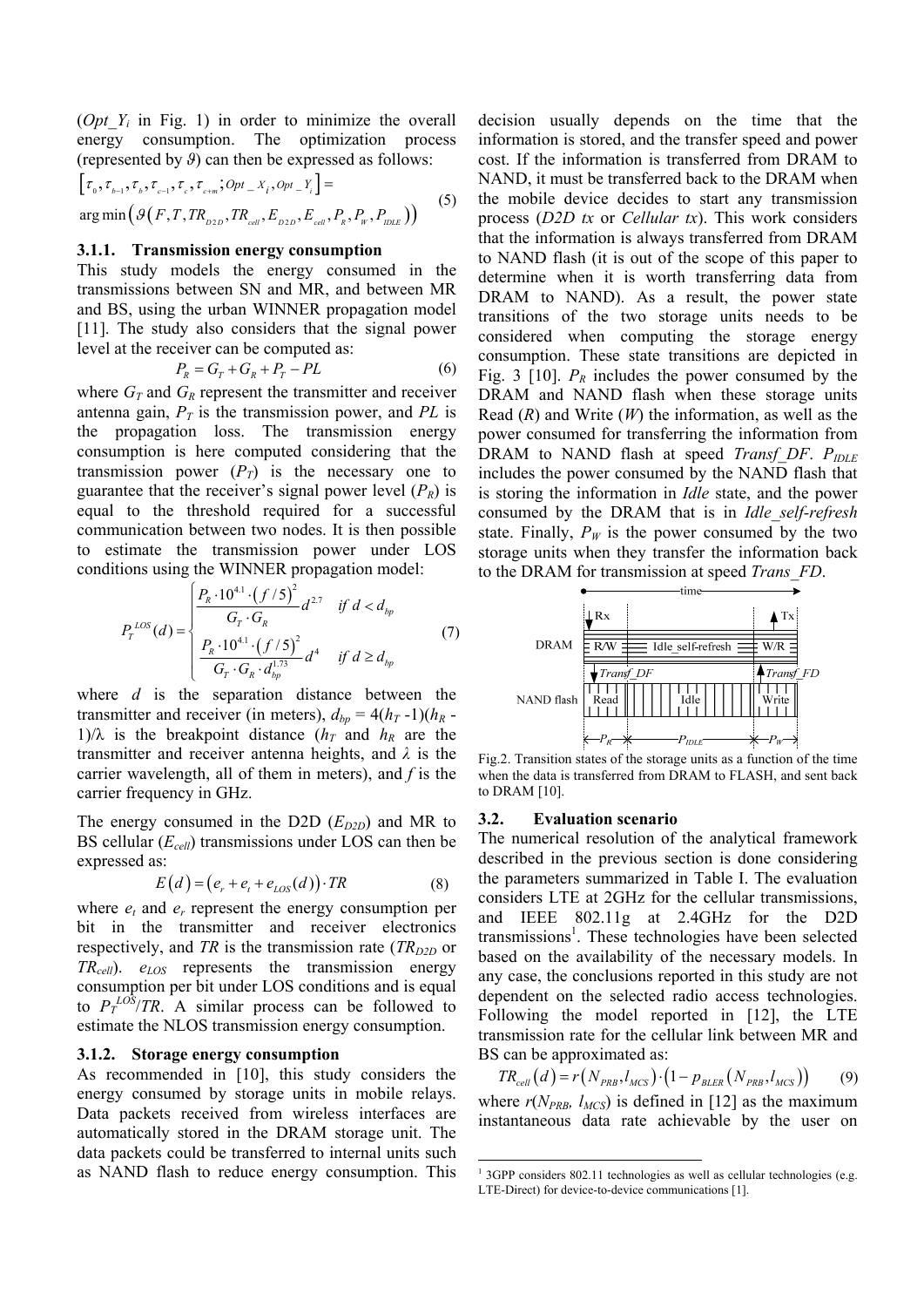($Opt\_Y_i$ in Fig. 1) in order to minimize the overall energy consumption. The optimization process (represented by $\vartheta$) can then be expressed as follows:

$$\left[\tau_0, \tau_{b-1}, \tau_b, \tau_{c-1}, \tau_c, \tau_{c+m}; Opt\_X_i, Opt\_Y_i\right] = \arg\min\left(\vartheta\left(F, T, TR_{D2D}, TR_{cell}, E_{D2D}, E_{cell}, P_R, P_W, P_{IDLE}\right)\right) \quad (5)$$

### 3.1.1. Transmission energy consumption

This study models the energy consumed in the transmissions between SN and MR, and between MR and BS, using the urban WINNER propagation model [11]. The study also considers that the signal power level at the receiver can be computed as:

$$P_R = G_T + G_R + P_T - PL \quad (6)$$

where $G_T$ and $G_R$ represent the transmitter and receiver antenna gain, $P_T$ is the transmission power, and $PL$ is the propagation loss. The transmission energy consumption is here computed considering that the transmission power ($P_T$) is the necessary one to guarantee that the receiver's signal power level ($P_R$) is equal to the threshold required for a successful communication between two nodes. It is then possible to estimate the transmission power under LOS conditions using the WINNER propagation model:

$$P_T^{LOS}(d) = \begin{cases} \dfrac{P_R \cdot 10^{4.1} \cdot (f/5)^2}{G_T \cdot G_R} d^{2.7} & if\ d < d_{bp} \\ \dfrac{P_R \cdot 10^{4.1} \cdot (f/5)^2}{G_T \cdot G_R \cdot d_{bp}^{1.73}} d^4 & if\ d \geq d_{bp} \end{cases} \quad (7)$$

where $d$ is the separation distance between the transmitter and receiver (in meters), $d_{bp} = 4(h_T - 1)(h_R - 1)/\lambda$ is the breakpoint distance ($h_T$ and $h_R$ are the transmitter and receiver antenna heights, and $\lambda$ is the carrier wavelength, all of them in meters), and $f$ is the carrier frequency in GHz.

The energy consumed in the D2D ($E_{D2D}$) and MR to BS cellular ($E_{cell}$) transmissions under LOS can then be expressed as:

$$E(d) = \left(e_r + e_t + e_{LOS}(d)\right) \cdot TR \quad (8)$$

where $e_t$ and $e_r$ represent the energy consumption per bit in the transmitter and receiver electronics respectively, and $TR$ is the transmission rate ($TR_{D2D}$ or $TR_{cell}$). $e_{LOS}$ represents the transmission energy consumption per bit under LOS conditions and is equal to $P_T^{LOS}/TR$. A similar process can be followed to estimate the NLOS transmission energy consumption.

### 3.1.2. Storage energy consumption

As recommended in [10], this study considers the energy consumed by storage units in mobile relays. Data packets received from wireless interfaces are automatically stored in the DRAM storage unit. The data packets could be transferred to internal units such as NAND flash to reduce energy consumption. This decision usually depends on the time that the information is stored, and the transfer speed and power cost. If the information is transferred from DRAM to NAND, it must be transferred back to the DRAM when the mobile device decides to start any transmission process (*D2D tx* or *Cellular tx*). This work considers that the information is always transferred from DRAM to NAND flash (it is out of the scope of this paper to determine when it is worth transferring data from DRAM to NAND). As a result, the power state transitions of the two storage units needs to be considered when computing the storage energy consumption. These state transitions are depicted in Fig. 3 [10]. $P_R$ includes the power consumed by the DRAM and NAND flash when these storage units Read ($R$) and Write ($W$) the information, as well as the power consumed for transferring the information from DRAM to NAND flash at speed *Transf_DF*. $P_{IDLE}$ includes the power consumed by the NAND flash that is storing the information in *Idle* state, and the power consumed by the DRAM that is in *Idle_self-refresh* state. Finally, $P_W$ is the power consumed by the two storage units when they transfer the information back to the DRAM for transmission at speed *Trans_FD*.

Fig.2. Transition states of the storage units as a function of the time when the data is transferred from DRAM to FLASH, and sent back to DRAM [10].

## 3.2. Evaluation scenario

The numerical resolution of the analytical framework described in the previous section is done considering the parameters summarized in Table I. The evaluation considers LTE at 2GHz for the cellular transmissions, and IEEE 802.11g at 2.4GHz for the D2D transmissions[1]. These technologies have been selected based on the availability of the necessary models. In any case, the conclusions reported in this study are not dependent on the selected radio access technologies. Following the model reported in [12], the LTE transmission rate for the cellular link between MR and BS can be approximated as:

$$TR_{cell}(d) = r\left(N_{PRB}, l_{MCS}\right) \cdot \left(1 - p_{BLER}\left(N_{PRB}, l_{MCS}\right)\right) \quad (9)$$

where $r(N_{PRB}, l_{MCS})$ is defined in [12] as the maximum instantaneous data rate achievable by the user on

[1] 3GPP considers 802.11 technologies as well as cellular technologies (e.g. LTE-Direct) for device-to-device communications [1].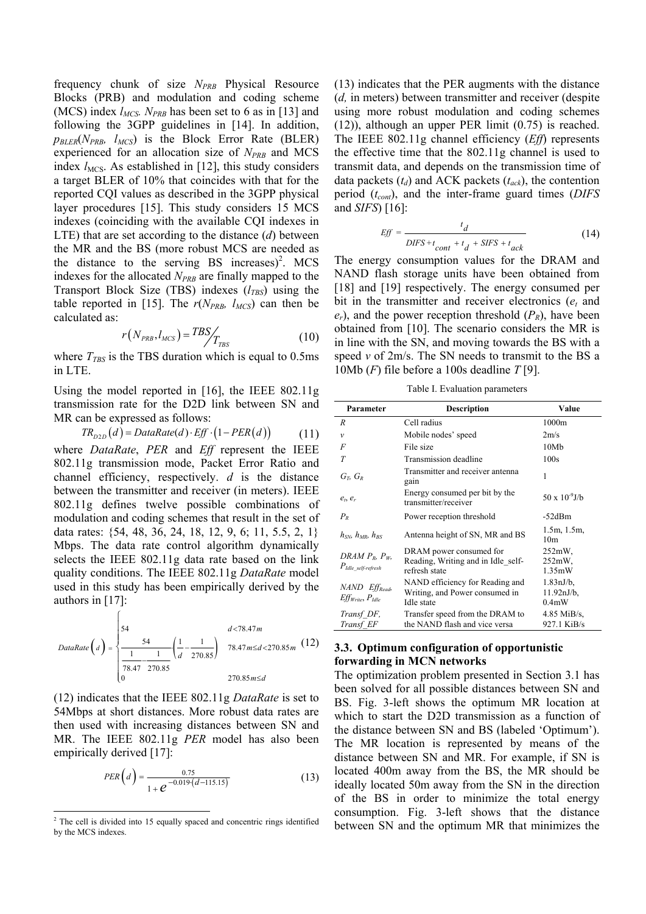frequency chunk of size $N_{PRB}$ Physical Resource Blocks (PRB) and modulation and coding scheme (MCS) index $l_{MCS}$. $N_{PRB}$ has been set to 6 as in [13] and following the 3GPP guidelines in [14]. In addition, $p_{BLER}(N_{PRB}, l_{MCS})$ is the Block Error Rate (BLER) experienced for an allocation size of $N_{PRB}$ and MCS index $l_{MCS}$. As established in [12], this study considers a target BLER of 10% that coincides with that for the reported CQI values as described in the 3GPP physical layer procedures [15]. This study considers 15 MCS indexes (coinciding with the available CQI indexes in LTE) that are set according to the distance ($d$) between the MR and the BS (more robust MCS are needed as the distance to the serving BS increases)[2]. MCS indexes for the allocated $N_{PRB}$ are finally mapped to the Transport Block Size (TBS) indexes ($l_{TBS}$) using the table reported in [15]. The $r(N_{PRB}, l_{MCS})$ can then be calculated as:

$$r\left(N_{PRB}, l_{MCS}\right) = TBS \big/ T_{TBS} \tag{10}$$

where $T_{TBS}$ is the TBS duration which is equal to 0.5ms in LTE.

Using the model reported in [16], the IEEE 802.11g transmission rate for the D2D link between SN and MR can be expressed as follows:

$$TR_{D2D}\left(d\right) = DataRate(d) \cdot Eff \cdot \left(1 - PER\left(d\right)\right) \tag{11}$$

where *DataRate*, *PER* and *Eff* represent the IEEE 802.11g transmission mode, Packet Error Ratio and channel efficiency, respectively. $d$ is the distance between the transmitter and receiver (in meters). IEEE 802.11g defines twelve possible combinations of modulation and coding schemes that result in the set of data rates: {54, 48, 36, 24, 18, 12, 9, 6; 11, 5.5, 2, 1} Mbps. The data rate control algorithm dynamically selects the IEEE 802.11g data rate based on the link quality conditions. The IEEE 802.11g *DataRate* model used in this study has been empirically derived by the authors in [17]:

$$DataRate\left(d\right) = \begin{cases} 54 & d < 78.47m \\ \dfrac{54}{\dfrac{1}{78.47} - \dfrac{1}{270.85}} \left(\dfrac{1}{d} - \dfrac{1}{270.85}\right) & 78.47m \le d < 270.85m \\ 0 & 270.85m \le d \end{cases} \tag{12}$$

(12) indicates that the IEEE 802.11g *DataRate* is set to 54Mbps at short distances. More robust data rates are then used with increasing distances between SN and MR. The IEEE 802.11g *PER* model has also been empirically derived [17]:

$$PER\left(d\right) = \frac{0.75}{1 + e^{-0.019 \cdot \left(d - 115.15\right)}} \tag{13}$$

(13) indicates that the PER augments with the distance ($d$, in meters) between transmitter and receiver (despite using more robust modulation and coding schemes (12)), although an upper PER limit (0.75) is reached. The IEEE 802.11g channel efficiency (*Eff*) represents the effective time that the 802.11g channel is used to transmit data, and depends on the transmission time of data packets ($t_d$) and ACK packets ($t_{ack}$), the contention period ($t_{cont}$), and the inter-frame guard times (*DIFS* and *SIFS*) [16]:

$$Eff = \frac{t_d}{DIFS + t_{cont} + t_d + SIFS + t_{ack}} \tag{14}$$

The energy consumption values for the DRAM and NAND flash storage units have been obtained from [18] and [19] respectively. The energy consumed per bit in the transmitter and receiver electronics ($e_t$ and $e_r$), and the power reception threshold ($P_R$), have been obtained from [10]. The scenario considers the MR is in line with the SN, and moving towards the BS with a speed $v$ of 2m/s. The SN needs to transmit to the BS a 10Mb ($F$) file before a 100s deadline $T$ [9].

Table I. Evaluation parameters

| Parameter | Description | Value |
|---|---|---|
| $R$ | Cell radius | 1000m |
| $v$ | Mobile nodes' speed | 2m/s |
| $F$ | File size | 10Mb |
| $T$ | Transmission deadline | 100s |
| $G_T$, $G_R$ | Transmitter and receiver antenna gain | 1 |
| $e_t$, $e_r$ | Energy consumed per bit by the transmitter/receiver | $50 \times 10^{-9}$J/b |
| $P_R$ | Power reception threshold | -52dBm |
| $h_{SN}$, $h_{MR}$, $h_{BS}$ | Antenna height of SN, MR and BS | 1.5m, 1.5m, 10m |
| *DRAM* $P_R$, $P_W$, $P_{Idle\_self\text{-}refresh}$ | DRAM power consumed for Reading, Writing and in Idle_self-refresh state | 252mW, 252mW, 1.35mW |
| *NAND* $Eff_{Read}$, $Eff_{Write}$, $P_{Idle}$ | NAND efficiency for Reading and Writing, and Power consumed in Idle state | 1.83nJ/b, 11.92nJ/b, 0.4mW |
| *Transf_DF*, *Transf_EF* | Transfer speed from the DRAM to the NAND flash and vice versa | 4.85 MiB/s, 927.1 KiB/s |

### 3.3. Optimum configuration of opportunistic forwarding in MCN networks

The optimization problem presented in Section 3.1 has been solved for all possible distances between SN and BS. Fig. 3-left shows the optimum MR location at which to start the D2D transmission as a function of the distance between SN and BS (labeled 'Optimum'). The MR location is represented by means of the distance between SN and MR. For example, if SN is located 400m away from the BS, the MR should be ideally located 50m away from the SN in the direction of the BS in order to minimize the total energy consumption. Fig. 3-left shows that the distance between SN and the optimum MR that minimizes the

[2] The cell is divided into 15 equally spaced and concentric rings identified by the MCS indexes.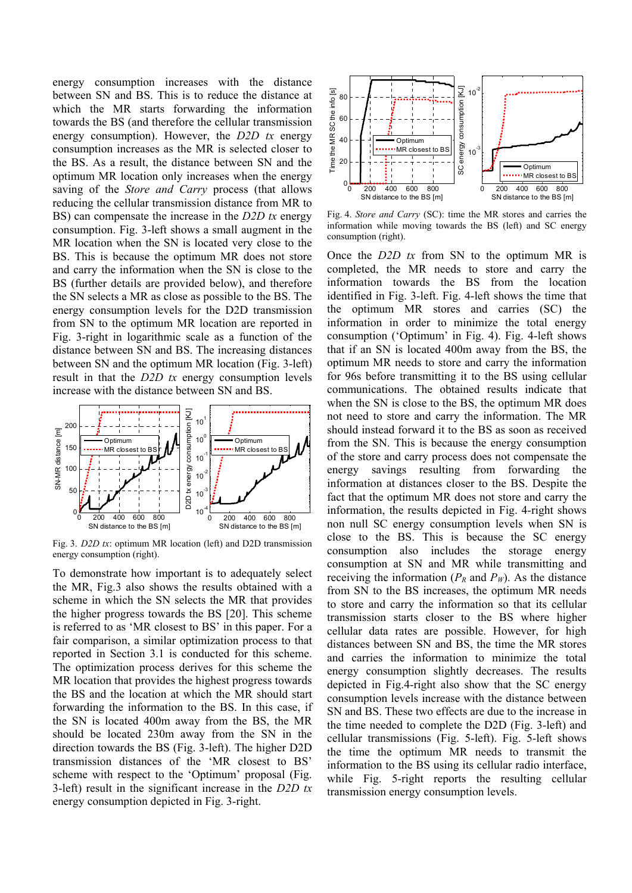energy consumption increases with the distance between SN and BS. This is to reduce the distance at which the MR starts forwarding the information towards the BS (and therefore the cellular transmission energy consumption). However, the *D2D tx* energy consumption increases as the MR is selected closer to the BS. As a result, the distance between SN and the optimum MR location only increases when the energy saving of the *Store and Carry* process (that allows reducing the cellular transmission distance from MR to BS) can compensate the increase in the *D2D tx* energy consumption. Fig. 3-left shows a small augment in the MR location when the SN is located very close to the BS. This is because the optimum MR does not store and carry the information when the SN is close to the BS (further details are provided below), and therefore the SN selects a MR as close as possible to the BS. The energy consumption levels for the D2D transmission from SN to the optimum MR location are reported in Fig. 3-right in logarithmic scale as a function of the distance between SN and BS. The increasing distances between SN and the optimum MR location (Fig. 3-left) result in that the *D2D tx* energy consumption levels increase with the distance between SN and BS.

Fig. 3. *D2D tx*: optimum MR location (left) and D2D transmission energy consumption (right).

To demonstrate how important is to adequately select the MR, Fig.3 also shows the results obtained with a scheme in which the SN selects the MR that provides the higher progress towards the BS [20]. This scheme is referred to as 'MR closest to BS' in this paper. For a fair comparison, a similar optimization process to that reported in Section 3.1 is conducted for this scheme. The optimization process derives for this scheme the MR location that provides the highest progress towards the BS and the location at which the MR should start forwarding the information to the BS. In this case, if the SN is located 400m away from the BS, the MR should be located 230m away from the SN in the direction towards the BS (Fig. 3-left). The higher D2D transmission distances of the 'MR closest to BS' scheme with respect to the 'Optimum' proposal (Fig. 3-left) result in the significant increase in the *D2D tx* energy consumption depicted in Fig. 3-right.

Fig. 4. *Store and Carry* (SC): time the MR stores and carries the information while moving towards the BS (left) and SC energy consumption (right).

Once the *D2D tx* from SN to the optimum MR is completed, the MR needs to store and carry the information towards the BS from the location identified in Fig. 3-left. Fig. 4-left shows the time that the optimum MR stores and carries (SC) the information in order to minimize the total energy consumption ('Optimum' in Fig. 4). Fig. 4-left shows that if an SN is located 400m away from the BS, the optimum MR needs to store and carry the information for 96s before transmitting it to the BS using cellular communications. The obtained results indicate that when the SN is close to the BS, the optimum MR does not need to store and carry the information. The MR should instead forward it to the BS as soon as received from the SN. This is because the energy consumption of the store and carry process does not compensate the energy savings resulting from forwarding the information at distances closer to the BS. Despite the fact that the optimum MR does not store and carry the information, the results depicted in Fig. 4-right shows non null SC energy consumption levels when SN is close to the BS. This is because the SC energy consumption also includes the storage energy consumption at SN and MR while transmitting and receiving the information ($P_R$ and $P_W$). As the distance from SN to the BS increases, the optimum MR needs to store and carry the information so that its cellular transmission starts closer to the BS where higher cellular data rates are possible. However, for high distances between SN and BS, the time the MR stores and carries the information to minimize the total energy consumption slightly decreases. The results depicted in Fig.4-right also show that the SC energy consumption levels increase with the distance between SN and BS. These two effects are due to the increase in the time needed to complete the D2D (Fig. 3-left) and cellular transmissions (Fig. 5-left). Fig. 5-left shows the time the optimum MR needs to transmit the information to the BS using its cellular radio interface, while Fig. 5-right reports the resulting cellular transmission energy consumption levels.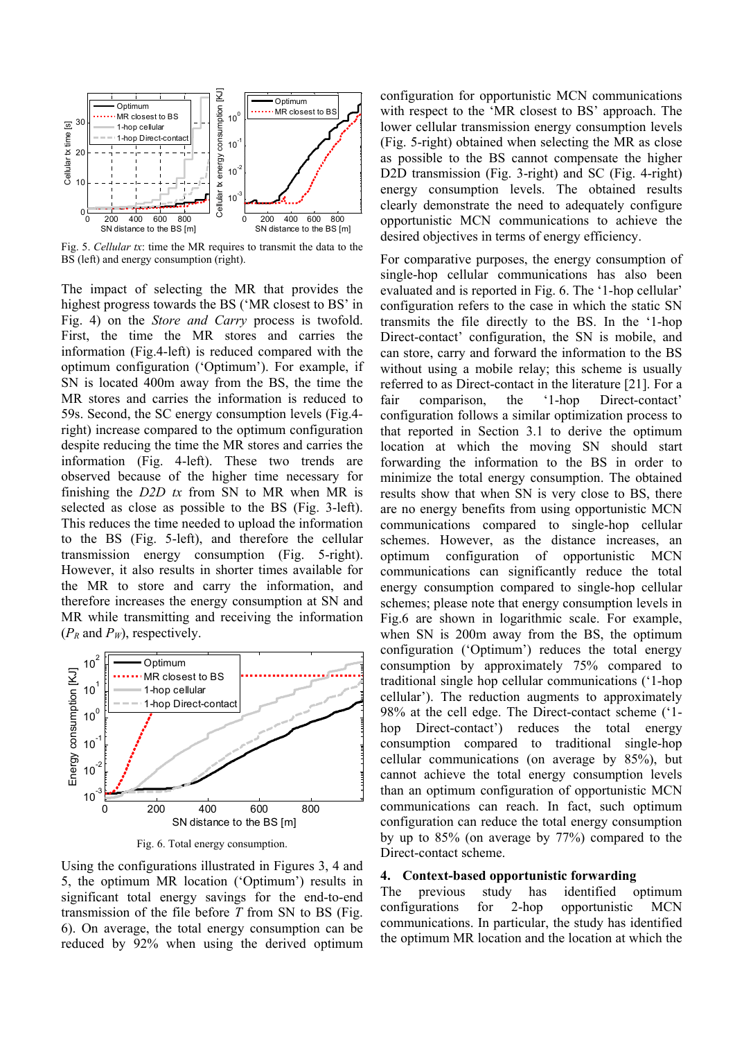Fig. 5. *Cellular tx*: time the MR requires to transmit the data to the BS (left) and energy consumption (right).

The impact of selecting the MR that provides the highest progress towards the BS ('MR closest to BS' in Fig. 4) on the *Store and Carry* process is twofold. First, the time the MR stores and carries the information (Fig.4-left) is reduced compared with the optimum configuration ('Optimum'). For example, if SN is located 400m away from the BS, the time the MR stores and carries the information is reduced to 59s. Second, the SC energy consumption levels (Fig.4-right) increase compared to the optimum configuration despite reducing the time the MR stores and carries the information (Fig. 4-left). These two trends are observed because of the higher time necessary for finishing the *D2D tx* from SN to MR when MR is selected as close as possible to the BS (Fig. 3-left). This reduces the time needed to upload the information to the BS (Fig. 5-left), and therefore the cellular transmission energy consumption (Fig. 5-right). However, it also results in shorter times available for the MR to store and carry the information, and therefore increases the energy consumption at SN and MR while transmitting and receiving the information ($P_R$ and $P_W$), respectively.

Fig. 6. Total energy consumption.

Using the configurations illustrated in Figures 3, 4 and 5, the optimum MR location ('Optimum') results in significant total energy savings for the end-to-end transmission of the file before $T$ from SN to BS (Fig. 6). On average, the total energy consumption can be reduced by 92% when using the derived optimum configuration for opportunistic MCN communications with respect to the 'MR closest to BS' approach. The lower cellular transmission energy consumption levels (Fig. 5-right) obtained when selecting the MR as close as possible to the BS cannot compensate the higher D2D transmission (Fig. 3-right) and SC (Fig. 4-right) energy consumption levels. The obtained results clearly demonstrate the need to adequately configure opportunistic MCN communications to achieve the desired objectives in terms of energy efficiency.

For comparative purposes, the energy consumption of single-hop cellular communications has also been evaluated and is reported in Fig. 6. The '1-hop cellular' configuration refers to the case in which the static SN transmits the file directly to the BS. In the '1-hop Direct-contact' configuration, the SN is mobile, and can store, carry and forward the information to the BS without using a mobile relay; this scheme is usually referred to as Direct-contact in the literature [21]. For a fair comparison, the '1-hop Direct-contact' configuration follows a similar optimization process to that reported in Section 3.1 to derive the optimum location at which the moving SN should start forwarding the information to the BS in order to minimize the total energy consumption. The obtained results show that when SN is very close to BS, there are no energy benefits from using opportunistic MCN communications compared to single-hop cellular schemes. However, as the distance increases, an optimum configuration of opportunistic MCN communications can significantly reduce the total energy consumption compared to single-hop cellular schemes; please note that energy consumption levels in Fig.6 are shown in logarithmic scale. For example, when SN is 200m away from the BS, the optimum configuration ('Optimum') reduces the total energy consumption by approximately 75% compared to traditional single hop cellular communications ('1-hop cellular'). The reduction augments to approximately 98% at the cell edge. The Direct-contact scheme ('1-hop Direct-contact') reduces the total energy consumption compared to traditional single-hop cellular communications (on average by 85%), but cannot achieve the total energy consumption levels than an optimum configuration of opportunistic MCN communications can reach. In fact, such optimum configuration can reduce the total energy consumption by up to 85% (on average by 77%) compared to the Direct-contact scheme.

## 4. Context-based opportunistic forwarding

The previous study has identified optimum configurations for 2-hop opportunistic MCN communications. In particular, the study has identified the optimum MR location and the location at which the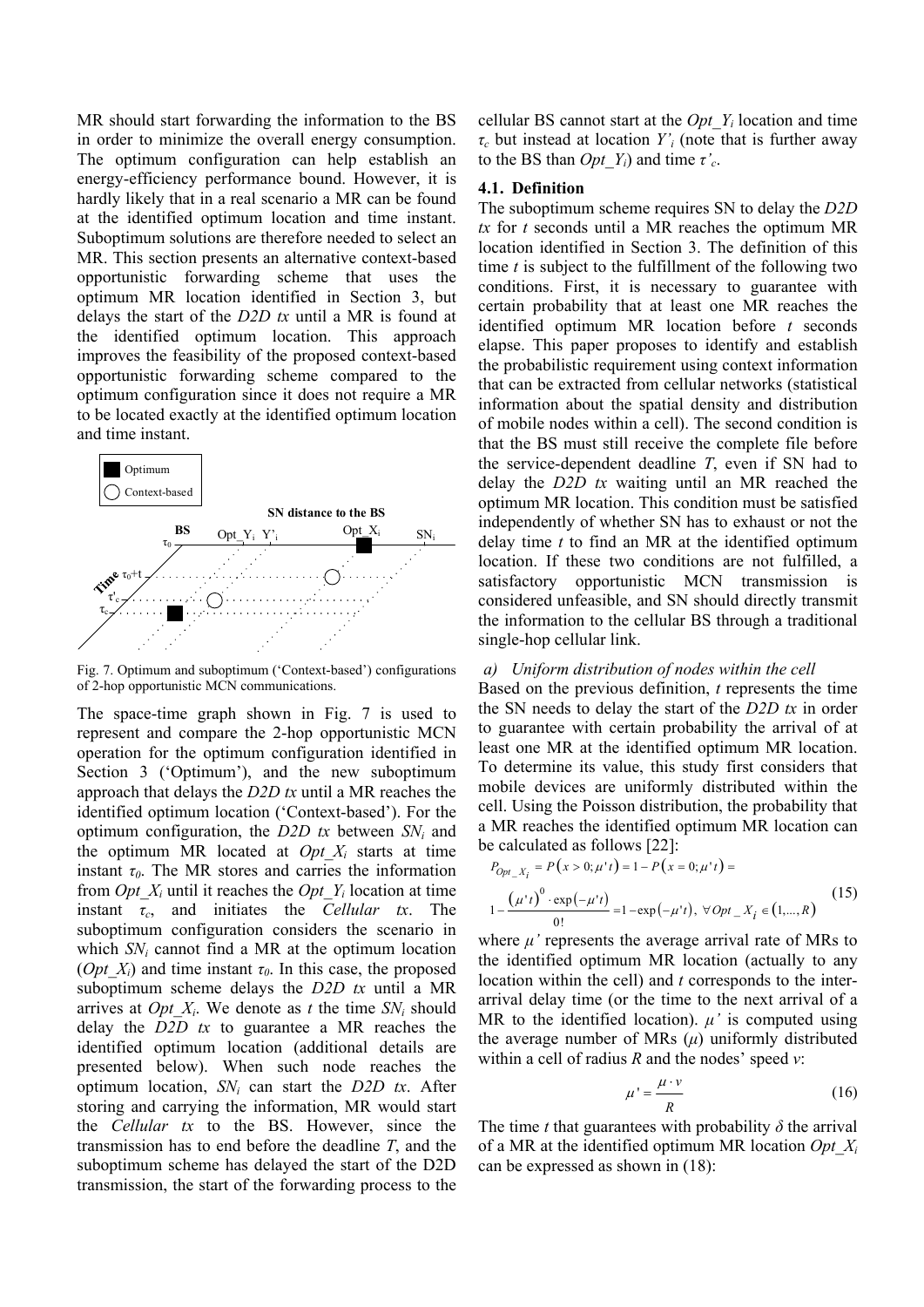MR should start forwarding the information to the BS in order to minimize the overall energy consumption. The optimum configuration can help establish an energy-efficiency performance bound. However, it is hardly likely that in a real scenario a MR can be found at the identified optimum location and time instant. Suboptimum solutions are therefore needed to select an MR. This section presents an alternative context-based opportunistic forwarding scheme that uses the optimum MR location identified in Section 3, but delays the start of the *D2D tx* until a MR is found at the identified optimum location. This approach improves the feasibility of the proposed context-based opportunistic forwarding scheme compared to the optimum configuration since it does not require a MR to be located exactly at the identified optimum location and time instant.

Fig. 7. Optimum and suboptimum ('Context-based') configurations of 2-hop opportunistic MCN communications.

The space-time graph shown in Fig. 7 is used to represent and compare the 2-hop opportunistic MCN operation for the optimum configuration identified in Section 3 ('Optimum'), and the new suboptimum approach that delays the *D2D tx* until a MR reaches the identified optimum location ('Context-based'). For the optimum configuration, the *D2D tx* between $SN_i$ and the optimum MR located at $Opt\_X_i$ starts at time instant $\tau_0$. The MR stores and carries the information from $Opt\_X_i$ until it reaches the $Opt\_Y_i$ location at time instant $\tau_c$, and initiates the *Cellular tx*. The suboptimum configuration considers the scenario in which $SN_i$ cannot find a MR at the optimum location ($Opt\_X_i$) and time instant $\tau_0$. In this case, the proposed suboptimum scheme delays the *D2D tx* until a MR arrives at $Opt\_X_i$. We denote as $t$ the time $SN_i$ should delay the *D2D tx* to guarantee a MR reaches the identified optimum location (additional details are presented below). When such node reaches the optimum location, $SN_i$ can start the *D2D tx*. After storing and carrying the information, MR would start the *Cellular tx* to the BS. However, since the transmission has to end before the deadline $T$, and the suboptimum scheme has delayed the start of the D2D transmission, the start of the forwarding process to the cellular BS cannot start at the $Opt\_Y_i$ location and time $\tau_c$ but instead at location $Y'_i$ (note that is further away to the BS than $Opt\_Y_i$) and time $\tau'_c$.

### 4.1. Definition

The suboptimum scheme requires SN to delay the *D2D tx* for $t$ seconds until a MR reaches the optimum MR location identified in Section 3. The definition of this time $t$ is subject to the fulfillment of the following two conditions. First, it is necessary to guarantee with certain probability that at least one MR reaches the identified optimum MR location before $t$ seconds elapse. This paper proposes to identify and establish the probabilistic requirement using context information that can be extracted from cellular networks (statistical information about the spatial density and distribution of mobile nodes within a cell). The second condition is that the BS must still receive the complete file before the service-dependent deadline $T$, even if SN had to delay the *D2D tx* waiting until an MR reached the optimum MR location. This condition must be satisfied independently of whether SN has to exhaust or not the delay time $t$ to find an MR at the identified optimum location. If these two conditions are not fulfilled, a satisfactory opportunistic MCN transmission is considered unfeasible, and SN should directly transmit the information to the cellular BS through a traditional single-hop cellular link.

*a) Uniform distribution of nodes within the cell*

Based on the previous definition, $t$ represents the time the SN needs to delay the start of the *D2D tx* in order to guarantee with certain probability the arrival of at least one MR at the identified optimum MR location. To determine its value, this study first considers that mobile devices are uniformly distributed within the cell. Using the Poisson distribution, the probability that a MR reaches the identified optimum MR location can be calculated as follows [22]:

$$P_{Opt\_X_i} = P(x>0;\mu' t) = 1 - P(x=0;\mu' t) = 1 - \frac{(\mu' t)^0 \cdot \exp(-\mu' t)}{0!} = 1 - \exp(-\mu' t),\ \forall Opt\_X_i \in (1,...,R) \quad (15)$$

where $\mu'$ represents the average arrival rate of MRs to the identified optimum MR location (actually to any location within the cell) and $t$ corresponds to the inter-arrival delay time (or the time to the next arrival of a MR to the identified location). $\mu'$ is computed using the average number of MRs ($\mu$) uniformly distributed within a cell of radius $R$ and the nodes' speed $v$:

$$\mu' = \frac{\mu \cdot v}{R} \quad (16)$$

The time $t$ that guarantees with probability $\delta$ the arrival of a MR at the identified optimum MR location $Opt\_X_i$ can be expressed as shown in (18):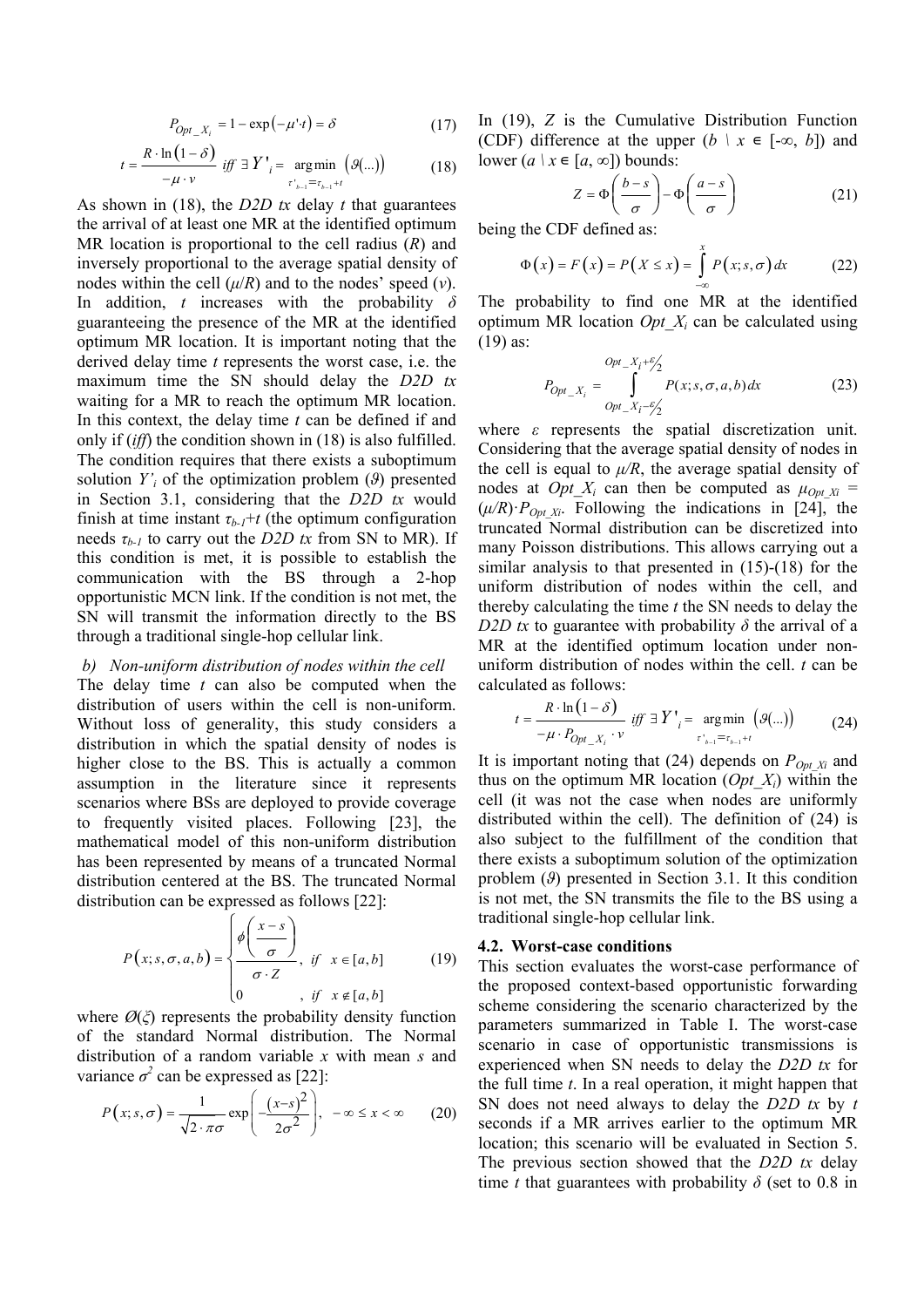$$P_{Opt\_X_i} = 1 - \exp\left(-\mu' \cdot t\right) = \delta \tag{17}$$

$$t = \frac{R \cdot \ln\left(1-\delta\right)}{-\mu \cdot v} \quad iff \ \exists \, Y'_i = \underset{\tau'_{b-1} = \tau_{b-1}+t}{\arg\min} \left(\vartheta(...)\right) \tag{18}$$

As shown in (18), the *D2D tx* delay $t$ that guarantees the arrival of at least one MR at the identified optimum MR location is proportional to the cell radius ($R$) and inversely proportional to the average spatial density of nodes within the cell ($\mu/R$) and to the nodes' speed ($v$). In addition, $t$ increases with the probability $\delta$ guaranteeing the presence of the MR at the identified optimum MR location. It is important noting that the derived delay time $t$ represents the worst case, i.e. the maximum time the SN should delay the *D2D tx* waiting for a MR to reach the optimum MR location. In this context, the delay time $t$ can be defined if and only if (*iff*) the condition shown in (18) is also fulfilled. The condition requires that there exists a suboptimum solution $Y'_i$ of the optimization problem ($\vartheta$) presented in Section 3.1, considering that the *D2D tx* would finish at time instant $\tau_{b-1}+t$ (the optimum configuration needs $\tau_{b-1}$ to carry out the *D2D tx* from SN to MR). If this condition is met, it is possible to establish the communication with the BS through a 2-hop opportunistic MCN link. If the condition is not met, the SN will transmit the information directly to the BS through a traditional single-hop cellular link.

*b) Non-uniform distribution of nodes within the cell*

The delay time $t$ can also be computed when the distribution of users within the cell is non-uniform. Without loss of generality, this study considers a distribution in which the spatial density of nodes is higher close to the BS. This is actually a common assumption in the literature since it represents scenarios where BSs are deployed to provide coverage to frequently visited places. Following [23], the mathematical model of this non-uniform distribution has been represented by means of a truncated Normal distribution centered at the BS. The truncated Normal distribution can be expressed as follows [22]:

$$P\left(x;s,\sigma,a,b\right) = \begin{cases} \dfrac{\phi\left(\dfrac{x-s}{\sigma}\right)}{\sigma \cdot Z}, & if \quad x \in [a,b] \\ 0 & , \ if \quad x \notin [a,b] \end{cases} \tag{19}$$

where $\emptyset(\xi)$ represents the probability density function of the standard Normal distribution. The Normal distribution of a random variable $x$ with mean $s$ and variance $\sigma^2$ can be expressed as [22]:

$$P\left(x;s,\sigma\right) = \frac{1}{\sqrt{2 \cdot \pi}\sigma} \exp\left(-\frac{\left(x-s\right)^2}{2\sigma^2}\right), \quad -\infty \le x < \infty \tag{20}$$

In (19), $Z$ is the Cumulative Distribution Function (CDF) difference at the upper ($b \setminus x \in [-\infty, b]$) and lower ($a \setminus x \in [a, \infty]$) bounds:

$$Z = \Phi\left(\frac{b-s}{\sigma}\right) - \Phi\left(\frac{a-s}{\sigma}\right) \tag{21}$$

being the CDF defined as:

$$\Phi\left(x\right) = F\left(x\right) = P\left(X \le x\right) = \int_{-\infty}^{x} P\left(x;s,\sigma\right)dx \tag{22}$$

The probability to find one MR at the identified optimum MR location $Opt\_X_i$ can be calculated using (19) as:

$$P_{Opt\_X_i} = \int_{Opt\_X_i - \varepsilon/2}^{Opt\_X_i + \varepsilon/2} P(x;s,\sigma,a,b)\,dx \tag{23}$$

where $\varepsilon$ represents the spatial discretization unit. Considering that the average spatial density of nodes in the cell is equal to $\mu/R$, the average spatial density of nodes at $Opt\_X_i$ can then be computed as $\mu_{Opt\_Xi} = (\mu/R)\cdot P_{Opt\_Xi}$. Following the indications in [24], the truncated Normal distribution can be discretized into many Poisson distributions. This allows carrying out a similar analysis to that presented in (15)-(18) for the uniform distribution of nodes within the cell, and thereby calculating the time $t$ the SN needs to delay the *D2D tx* to guarantee with probability $\delta$ the arrival of a MR at the identified optimum location under non-uniform distribution of nodes within the cell. $t$ can be calculated as follows:

$$t = \frac{R \cdot \ln\left(1-\delta\right)}{-\mu \cdot P_{Opt\_X_i} \cdot v} \quad iff \ \exists \, Y'_i = \underset{\tau'_{b-1} = \tau_{b-1}+t}{\arg\min} \left(\vartheta(...)\right) \tag{24}$$

It is important noting that (24) depends on $P_{Opt\_Xi}$ and thus on the optimum MR location ($Opt\_X_i$) within the cell (it was not the case when nodes are uniformly distributed within the cell). The definition of (24) is also subject to the fulfillment of the condition that there exists a suboptimum solution of the optimization problem ($\vartheta$) presented in Section 3.1. It this condition is not met, the SN transmits the file to the BS using a traditional single-hop cellular link.

### 4.2. Worst-case conditions

This section evaluates the worst-case performance of the proposed context-based opportunistic forwarding scheme considering the scenario characterized by the parameters summarized in Table I. The worst-case scenario in case of opportunistic transmissions is experienced when SN needs to delay the *D2D tx* for the full time $t$. In a real operation, it might happen that SN does not need always to delay the *D2D tx* by $t$ seconds if a MR arrives earlier to the optimum MR location; this scenario will be evaluated in Section 5. The previous section showed that the *D2D tx* delay time $t$ that guarantees with probability $\delta$ (set to 0.8 in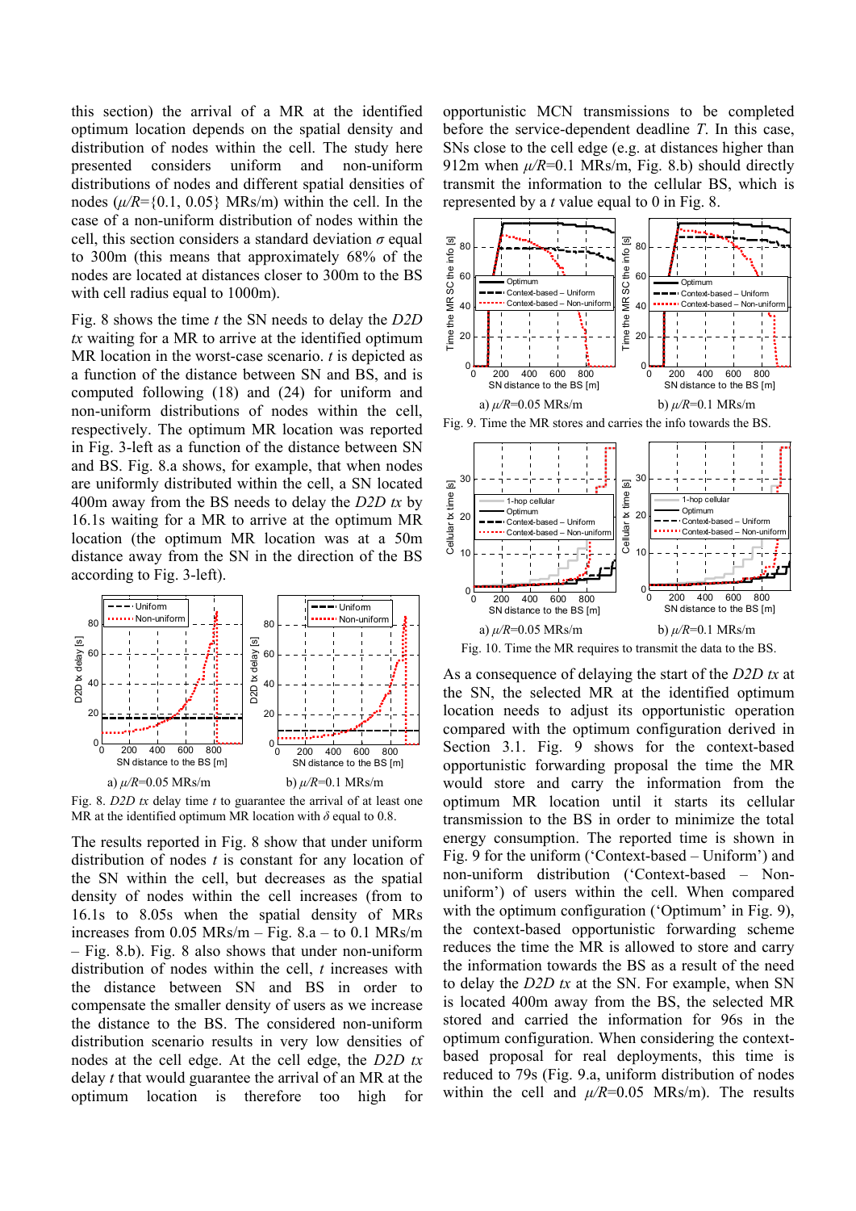this section) the arrival of a MR at the identified optimum location depends on the spatial density and distribution of nodes within the cell. The study here presented considers uniform and non-uniform distributions of nodes and different spatial densities of nodes ($\mu/R$={0.1, 0.05} MRs/m) within the cell. In the case of a non-uniform distribution of nodes within the cell, this section considers a standard deviation $\sigma$ equal to 300m (this means that approximately 68% of the nodes are located at distances closer to 300m to the BS with cell radius equal to 1000m).

Fig. 8 shows the time $t$ the SN needs to delay the *D2D tx* waiting for a MR to arrive at the identified optimum MR location in the worst-case scenario. $t$ is depicted as a function of the distance between SN and BS, and is computed following (18) and (24) for uniform and non-uniform distributions of nodes within the cell, respectively. The optimum MR location was reported in Fig. 3-left as a function of the distance between SN and BS. Fig. 8.a shows, for example, that when nodes are uniformly distributed within the cell, a SN located 400m away from the BS needs to delay the *D2D tx* by 16.1s waiting for a MR to arrive at the optimum MR location (the optimum MR location was at a 50m distance away from the SN in the direction of the BS according to Fig. 3-left).

a) $\mu/R$=0.05 MRs/m b) $\mu/R$=0.1 MRs/m

Fig. 8. *D2D tx* delay time $t$ to guarantee the arrival of at least one MR at the identified optimum MR location with $\delta$ equal to 0.8.

The results reported in Fig. 8 show that under uniform distribution of nodes $t$ is constant for any location of the SN within the cell, but decreases as the spatial density of nodes within the cell increases (from to 16.1s to 8.05s when the spatial density of MRs increases from 0.05 MRs/m – Fig. 8.a – to 0.1 MRs/m – Fig. 8.b). Fig. 8 also shows that under non-uniform distribution of nodes within the cell, $t$ increases with the distance between SN and BS in order to compensate the smaller density of users as we increase the distance to the BS. The considered non-uniform distribution scenario results in very low densities of nodes at the cell edge. At the cell edge, the *D2D tx* delay $t$ that would guarantee the arrival of an MR at the optimum location is therefore too high for opportunistic MCN transmissions to be completed before the service-dependent deadline *T*. In this case, SNs close to the cell edge (e.g. at distances higher than 912m when $\mu/R$=0.1 MRs/m, Fig. 8.b) should directly transmit the information to the cellular BS, which is represented by a $t$ value equal to 0 in Fig. 8.

a) $\mu/R$=0.05 MRs/m b) $\mu/R$=0.1 MRs/m

Fig. 9. Time the MR stores and carries the info towards the BS.

a) $\mu/R$=0.05 MRs/m b) $\mu/R$=0.1 MRs/m

Fig. 10. Time the MR requires to transmit the data to the BS.

As a consequence of delaying the start of the *D2D tx* at the SN, the selected MR at the identified optimum location needs to adjust its opportunistic operation compared with the optimum configuration derived in Section 3.1. Fig. 9 shows for the context-based opportunistic forwarding proposal the time the MR would store and carry the information from the optimum MR location until it starts its cellular transmission to the BS in order to minimize the total energy consumption. The reported time is shown in Fig. 9 for the uniform ('Context-based – Uniform') and non-uniform distribution ('Context-based – Non-uniform') of users within the cell. When compared with the optimum configuration ('Optimum' in Fig. 9), the context-based opportunistic forwarding scheme reduces the time the MR is allowed to store and carry the information towards the BS as a result of the need to delay the *D2D tx* at the SN. For example, when SN is located 400m away from the BS, the selected MR stored and carried the information for 96s in the optimum configuration. When considering the context-based proposal for real deployments, this time is reduced to 79s (Fig. 9.a, uniform distribution of nodes within the cell and $\mu/R$=0.05 MRs/m). The results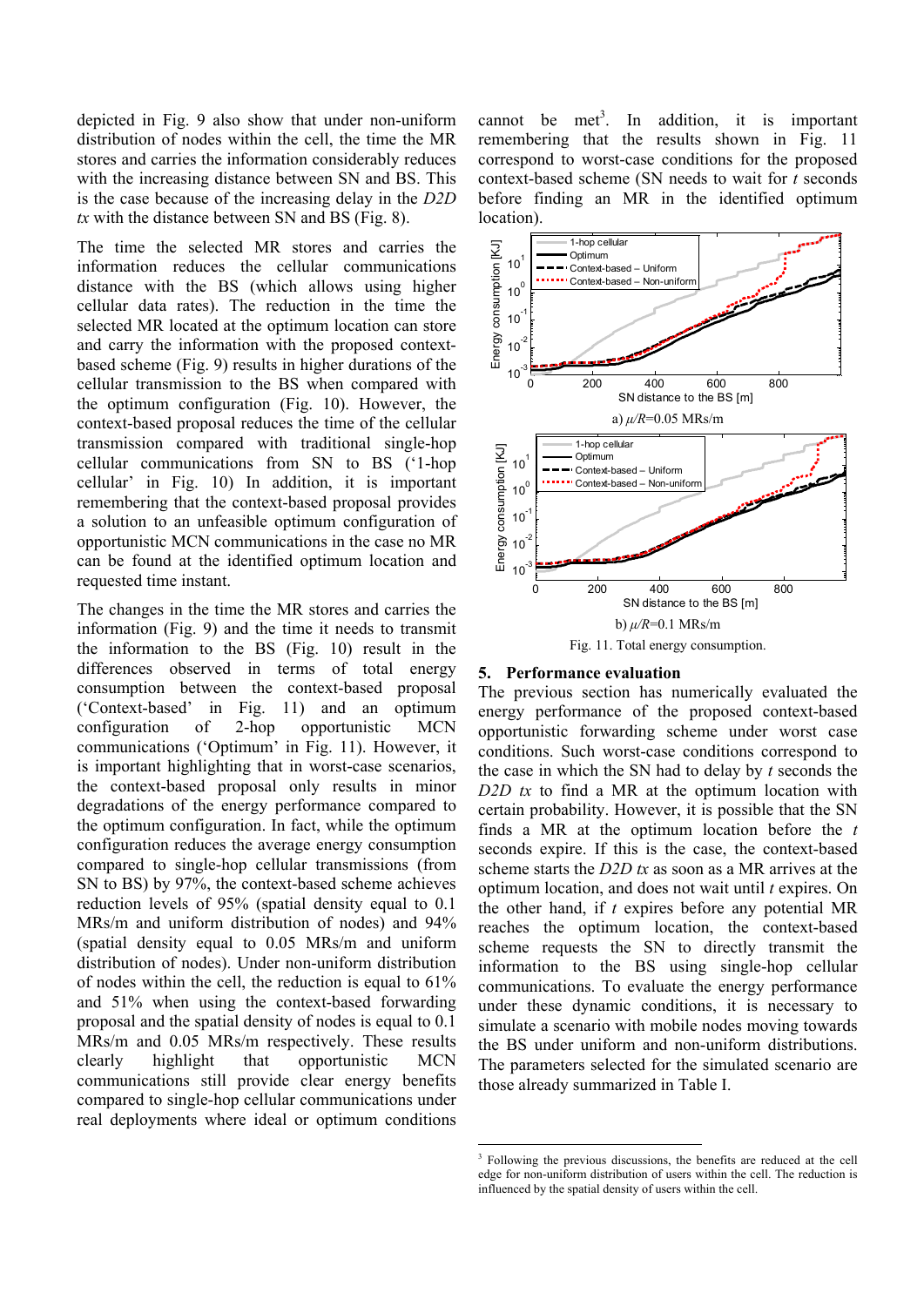depicted in Fig. 9 also show that under non-uniform distribution of nodes within the cell, the time the MR stores and carries the information considerably reduces with the increasing distance between SN and BS. This is the case because of the increasing delay in the *D2D tx* with the distance between SN and BS (Fig. 8).

The time the selected MR stores and carries the information reduces the cellular communications distance with the BS (which allows using higher cellular data rates). The reduction in the time the selected MR located at the optimum location can store and carry the information with the proposed context-based scheme (Fig. 9) results in higher durations of the cellular transmission to the BS when compared with the optimum configuration (Fig. 10). However, the context-based proposal reduces the time of the cellular transmission compared with traditional single-hop cellular communications from SN to BS ('1-hop cellular' in Fig. 10) In addition, it is important remembering that the context-based proposal provides a solution to an unfeasible optimum configuration of opportunistic MCN communications in the case no MR can be found at the identified optimum location and requested time instant.

The changes in the time the MR stores and carries the information (Fig. 9) and the time it needs to transmit the information to the BS (Fig. 10) result in the differences observed in terms of total energy consumption between the context-based proposal ('Context-based' in Fig. 11) and an optimum configuration of 2-hop opportunistic MCN communications ('Optimum' in Fig. 11). However, it is important highlighting that in worst-case scenarios, the context-based proposal only results in minor degradations of the energy performance compared to the optimum configuration. In fact, while the optimum configuration reduces the average energy consumption compared to single-hop cellular transmissions (from SN to BS) by 97%, the context-based scheme achieves reduction levels of 95% (spatial density equal to 0.1 MRs/m and uniform distribution of nodes) and 94% (spatial density equal to 0.05 MRs/m and uniform distribution of nodes). Under non-uniform distribution of nodes within the cell, the reduction is equal to 61% and 51% when using the context-based forwarding proposal and the spatial density of nodes is equal to 0.1 MRs/m and 0.05 MRs/m respectively. These results clearly highlight that opportunistic MCN communications still provide clear energy benefits compared to single-hop cellular communications under real deployments where ideal or optimum conditions cannot be met[3]. In addition, it is important remembering that the results shown in Fig. 11 correspond to worst-case conditions for the proposed context-based scheme (SN needs to wait for *t* seconds before finding an MR in the identified optimum location).

a) $\mu/R$=0.05 MRs/m

b) $\mu/R$=0.1 MRs/m

Fig. 11. Total energy consumption.

## 5. Performance evaluation

The previous section has numerically evaluated the energy performance of the proposed context-based opportunistic forwarding scheme under worst case conditions. Such worst-case conditions correspond to the case in which the SN had to delay by *t* seconds the *D2D tx* to find a MR at the optimum location with certain probability. However, it is possible that the SN finds a MR at the optimum location before the *t* seconds expire. If this is the case, the context-based scheme starts the *D2D tx* as soon as a MR arrives at the optimum location, and does not wait until *t* expires. On the other hand, if *t* expires before any potential MR reaches the optimum location, the context-based scheme requests the SN to directly transmit the information to the BS using single-hop cellular communications. To evaluate the energy performance under these dynamic conditions, it is necessary to simulate a scenario with mobile nodes moving towards the BS under uniform and non-uniform distributions. The parameters selected for the simulated scenario are those already summarized in Table I.

[3] Following the previous discussions, the benefits are reduced at the cell edge for non-uniform distribution of users within the cell. The reduction is influenced by the spatial density of users within the cell.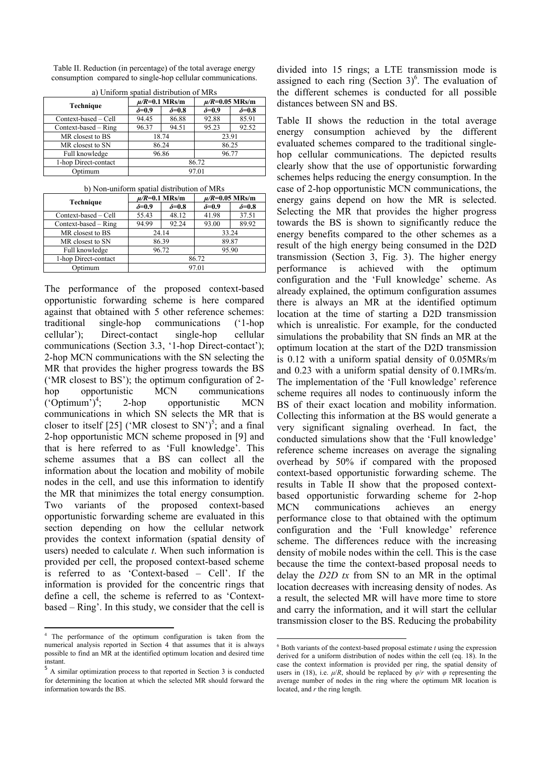Table II. Reduction (in percentage) of the total average energy consumption compared to single-hop cellular communications.

a) Uniform spatial distribution of MRs

| Technique | $\mu/R$=0.1 MRs/m | | $\mu/R$=0.05 MRs/m | |
|---|---|---|---|---|
| | $\delta$=0.9 | $\delta$=0.8 | $\delta$=0.9 | $\delta$=0.8 |
| Context-based – Cell | 94.45 | 86.88 | 92.88 | 85.91 |
| Context-based – Ring | 96.37 | 94.51 | 95.23 | 92.52 |
| MR closest to BS | 18.74 | | 23.91 | |
| MR closest to SN | 86.24 | | 86.25 | |
| Full knowledge | 96.86 | | 96.77 | |
| 1-hop Direct-contact | 86.72 | | | |
| Optimum | 97.01 | | | |

b) Non-uniform spatial distribution of MRs

| Technique | $\mu/R$=0.1 MRs/m | | $\mu/R$=0.05 MRs/m | |
|---|---|---|---|---|
| | $\delta$=0.9 | $\delta$=0.8 | $\delta$=0.9 | $\delta$=0.8 |
| Context-based – Cell | 55.43 | 48.12 | 41.98 | 37.51 |
| Context-based – Ring | 94.99 | 92.24 | 93.00 | 89.92 |
| MR closest to BS | 24.14 | | 33.24 | |
| MR closest to SN | 86.39 | | 89.87 | |
| Full knowledge | 96.72 | | 95.90 | |
| 1-hop Direct-contact | 86.72 | | | |
| Optimum | 97.01 | | | |

The performance of the proposed context-based opportunistic forwarding scheme is here compared against that obtained with 5 other reference schemes: traditional single-hop communications ('1-hop cellular'); Direct-contact single-hop cellular communications (Section 3.3, '1-hop Direct-contact'); 2-hop MCN communications with the SN selecting the MR that provides the higher progress towards the BS ('MR closest to BS'); the optimum configuration of 2-hop opportunistic MCN communications ('Optimum')[4]; 2-hop opportunistic MCN communications in which SN selects the MR that is closer to itself [25] ('MR closest to SN')[5]; and a final 2-hop opportunistic MCN scheme proposed in [9] and that is here referred to as 'Full knowledge'. This scheme assumes that a BS can collect all the information about the location and mobility of mobile nodes in the cell, and use this information to identify the MR that minimizes the total energy consumption. Two variants of the proposed context-based opportunistic forwarding scheme are evaluated in this section depending on how the cellular network provides the context information (spatial density of users) needed to calculate *t*. When such information is provided per cell, the proposed context-based scheme is referred to as 'Context-based – Cell'. If the information is provided for the concentric rings that define a cell, the scheme is referred to as 'Context-based – Ring'. In this study, we consider that the cell is divided into 15 rings; a LTE transmission mode is assigned to each ring (Section 3)[6]. The evaluation of the different schemes is conducted for all possible distances between SN and BS.

Table II shows the reduction in the total average energy consumption achieved by the different evaluated schemes compared to the traditional single-hop cellular communications. The depicted results clearly show that the use of opportunistic forwarding schemes helps reducing the energy consumption. In the case of 2-hop opportunistic MCN communications, the energy gains depend on how the MR is selected. Selecting the MR that provides the higher progress towards the BS is shown to significantly reduce the energy benefits compared to the other schemes as a result of the high energy being consumed in the D2D transmission (Section 3, Fig. 3). The higher energy performance is achieved with the optimum configuration and the 'Full knowledge' scheme. As already explained, the optimum configuration assumes there is always an MR at the identified optimum location at the time of starting a D2D transmission which is unrealistic. For example, for the conducted simulations the probability that SN finds an MR at the optimum location at the start of the D2D transmission is 0.12 with a uniform spatial density of 0.05MRs/m and 0.23 with a uniform spatial density of 0.1MRs/m. The implementation of the 'Full knowledge' reference scheme requires all nodes to continuously inform the BS of their exact location and mobility information. Collecting this information at the BS would generate a very significant signaling overhead. In fact, the conducted simulations show that the 'Full knowledge' reference scheme increases on average the signaling overhead by 50% if compared with the proposed context-based opportunistic forwarding scheme. The results in Table II show that the proposed context-based opportunistic forwarding scheme for 2-hop MCN communications achieves an energy performance close to that obtained with the optimum configuration and the 'Full knowledge' reference scheme. The differences reduce with the increasing density of mobile nodes within the cell. This is the case because the time the context-based proposal needs to delay the *D2D tx* from SN to an MR in the optimal location decreases with increasing density of nodes. As a result, the selected MR will have more time to store and carry the information, and it will start the cellular transmission closer to the BS. Reducing the probability

[4] The performance of the optimum configuration is taken from the numerical analysis reported in Section 4 that assumes that it is always possible to find an MR at the identified optimum location and desired time instant.

[5] A similar optimization process to that reported in Section 3 is conducted for determining the location at which the selected MR should forward the information towards the BS.

[6] Both variants of the context-based proposal estimate *t* using the expression derived for a uniform distribution of nodes within the cell (eq. 18). In the case the context information is provided per ring, the spatial density of users in (18), i.e. $\mu/R$, should be replaced by $\varphi/r$ with $\varphi$ representing the average number of nodes in the ring where the optimum MR location is located, and $r$ the ring length.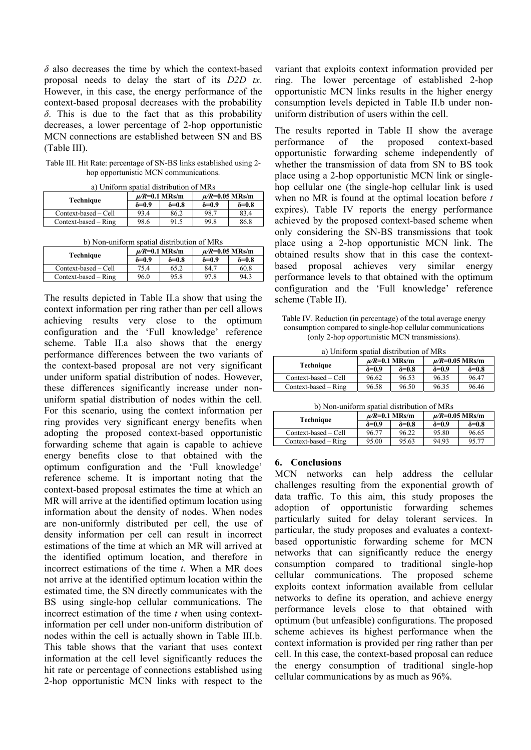$\delta$ also decreases the time by which the context-based proposal needs to delay the start of its *D2D tx*. However, in this case, the energy performance of the context-based proposal decreases with the probability $\delta$. This is due to the fact that as this probability decreases, a lower percentage of 2-hop opportunistic MCN connections are established between SN and BS (Table III).

Table III. Hit Rate: percentage of SN-BS links established using 2-hop opportunistic MCN communications.

a) Uniform spatial distribution of MRs

| Technique | $\mu/R$=0.1 MRs/m | | $\mu/R$=0.05 MRs/m | |
|---|---|---|---|---|
| | $\delta$=0.9 | $\delta$=0.8 | $\delta$=0.9 | $\delta$=0.8 |
| Context-based – Cell | 93.4 | 86.2 | 98.7 | 83.4 |
| Context-based – Ring | 98.6 | 91.5 | 99.8 | 86.8 |

b) Non-uniform spatial distribution of MRs

| Technique | $\mu/R$=0.1 MRs/m | | $\mu/R$=0.05 MRs/m | |
|---|---|---|---|---|
| | $\delta$=0.9 | $\delta$=0.8 | $\delta$=0.9 | $\delta$=0.8 |
| Context-based – Cell | 75.4 | 65.2 | 84.7 | 60.8 |
| Context-based – Ring | 96.0 | 95.8 | 97.8 | 94.3 |

The results depicted in Table II.a show that using the context information per ring rather than per cell allows achieving results very close to the optimum configuration and the 'Full knowledge' reference scheme. Table II.a also shows that the energy performance differences between the two variants of the context-based proposal are not very significant under uniform spatial distribution of nodes. However, these differences significantly increase under non-uniform spatial distribution of nodes within the cell. For this scenario, using the context information per ring provides very significant energy benefits when adopting the proposed context-based opportunistic forwarding scheme that again is capable to achieve energy benefits close to that obtained with the optimum configuration and the 'Full knowledge' reference scheme. It is important noting that the context-based proposal estimates the time at which an MR will arrive at the identified optimum location using information about the density of nodes. When nodes are non-uniformly distributed per cell, the use of density information per cell can result in incorrect estimations of the time at which an MR will arrived at the identified optimum location, and therefore in incorrect estimations of the time $t$. When a MR does not arrive at the identified optimum location within the estimated time, the SN directly communicates with the BS using single-hop cellular communications. The incorrect estimation of the time $t$ when using context-information per cell under non-uniform distribution of nodes within the cell is actually shown in Table III.b. This table shows that the variant that uses context information at the cell level significantly reduces the hit rate or percentage of connections established using 2-hop opportunistic MCN links with respect to the variant that exploits context information provided per ring. The lower percentage of established 2-hop opportunistic MCN links results in the higher energy consumption levels depicted in Table II.b under non-uniform distribution of users within the cell.

The results reported in Table II show the average performance of the proposed context-based opportunistic forwarding scheme independently of whether the transmission of data from SN to BS took place using a 2-hop opportunistic MCN link or single-hop cellular one (the single-hop cellular link is used when no MR is found at the optimal location before $t$ expires). Table IV reports the energy performance achieved by the proposed context-based scheme when only considering the SN-BS transmissions that took place using a 2-hop opportunistic MCN link. The obtained results show that in this case the context-based proposal achieves very similar energy performance levels to that obtained with the optimum configuration and the 'Full knowledge' reference scheme (Table II).

Table IV. Reduction (in percentage) of the total average energy consumption compared to single-hop cellular communications (only 2-hop opportunistic MCN transmissions).

a) Uniform spatial distribution of MRs

| Technique | $\mu/R$=0.1 MRs/m | | $\mu/R$=0.05 MRs/m | |
|---|---|---|---|---|
| | $\delta$=0.9 | $\delta$=0.8 | $\delta$=0.9 | $\delta$=0.8 |
| Context-based – Cell | 96.62 | 96.53 | 96.35 | 96.47 |
| Context-based – Ring | 96.58 | 96.50 | 96.35 | 96.46 |

b) Non-uniform spatial distribution of MRs

| Technique | $\mu/R$=0.1 MRs/m | | $\mu/R$=0.05 MRs/m | |
|---|---|---|---|---|
| | $\delta$=0.9 | $\delta$=0.8 | $\delta$=0.9 | $\delta$=0.8 |
| Context-based – Cell | 96.77 | 96.22 | 95.80 | 96.65 |
| Context-based – Ring | 95.00 | 95.63 | 94.93 | 95.77 |

## 6. Conclusions

MCN networks can help address the cellular challenges resulting from the exponential growth of data traffic. To this aim, this study proposes the adoption of opportunistic forwarding schemes particularly suited for delay tolerant services. In particular, the study proposes and evaluates a context-based opportunistic forwarding scheme for MCN networks that can significantly reduce the energy consumption compared to traditional single-hop cellular communications. The proposed scheme exploits context information available from cellular networks to define its operation, and achieve energy performance levels close to that obtained with optimum (but unfeasible) configurations. The proposed scheme achieves its highest performance when the context information is provided per ring rather than per cell. In this case, the context-based proposal can reduce the energy consumption of traditional single-hop cellular communications by as much as 96%.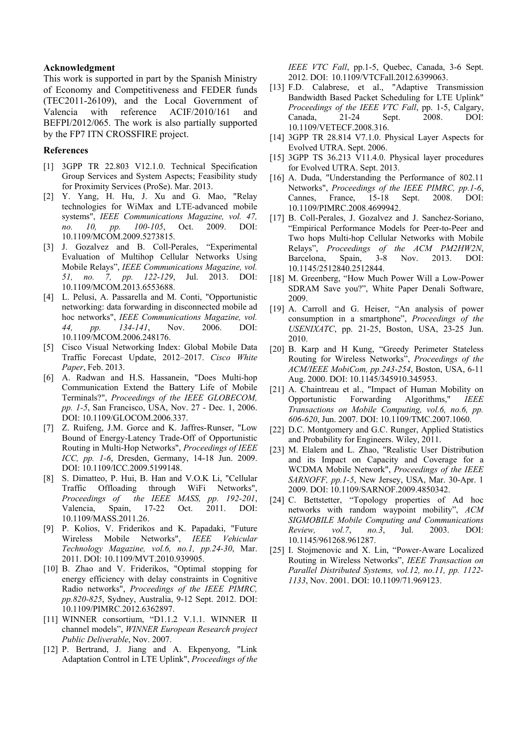## Acknowledgment

This work is supported in part by the Spanish Ministry of Economy and Competitiveness and FEDER funds (TEC2011-26109), and the Local Government of Valencia with reference ACIF/2010/161 and BEFPI/2012/065. The work is also partially supported by the FP7 ITN CROSSFIRE project.

## References

[1] 3GPP TR 22.803 V12.1.0. Technical Specification Group Services and System Aspects; Feasibility study for Proximity Services (ProSe). Mar. 2013.

[2] Y. Yang, H. Hu, J. Xu and G. Mao, "Relay technologies for WiMax and LTE-advanced mobile systems", *IEEE Communications Magazine, vol. 47, no. 10, pp. 100-105*, Oct. 2009. DOI: 10.1109/MCOM.2009.5273815.

[3] J. Gozalvez and B. Coll-Perales, "Experimental Evaluation of Multihop Cellular Networks Using Mobile Relays", *IEEE Communications Magazine, vol. 51, no. 7, pp. 122-129*, Jul. 2013. DOI: 10.1109/MCOM.2013.6553688.

[4] L. Pelusi, A. Passarella and M. Conti, "Opportunistic networking: data forwarding in disconnected mobile ad hoc networks", *IEEE Communications Magazine, vol. 44, pp. 134-141*, Nov. 2006. DOI: 10.1109/MCOM.2006.248176.

[5] Cisco Visual Networking Index: Global Mobile Data Traffic Forecast Update, 2012–2017. *Cisco White Paper*, Feb. 2013.

[6] A. Radwan and H.S. Hassanein, "Does Multi-hop Communication Extend the Battery Life of Mobile Terminals?", *Proceedings of the IEEE GLOBECOM, pp. 1-5*, San Francisco, USA, Nov. 27 - Dec. 1, 2006. DOI: 10.1109/GLOCOM.2006.337.

[7] Z. Ruifeng, J.M. Gorce and K. Jaffres-Runser, "Low Bound of Energy-Latency Trade-Off of Opportunistic Routing in Multi-Hop Networks", *Proceedings of IEEE ICC, pp. 1-6*, Dresden, Germany, 14-18 Jun. 2009. DOI: 10.1109/ICC.2009.5199148.

[8] S. Dimatteo, P. Hui, B. Han and V.O.K Li, "Cellular Traffic Offloading through WiFi Networks", *Proceedings of the IEEE MASS, pp. 192-201*, Valencia, Spain, 17-22 Oct. 2011. DOI: 10.1109/MASS.2011.26.

[9] P. Kolios, V. Friderikos and K. Papadaki, "Future Wireless Mobile Networks", *IEEE Vehicular Technology Magazine, vol.6, no.1, pp.24-30*, Mar. 2011. DOI: 10.1109/MVT.2010.939905.

[10] B. Zhao and V. Friderikos, "Optimal stopping for energy efficiency with delay constraints in Cognitive Radio networks", *Proceedings of the IEEE PIMRC, pp.820-825*, Sydney, Australia, 9-12 Sept. 2012. DOI: 10.1109/PIMRC.2012.6362897.

[11] WINNER consortium, "D1.1.2 V.1.1. WINNER II channel models", *WINNER European Research project Public Deliverable*, Nov. 2007.

[12] P. Bertrand, J. Jiang and A. Ekpenyong, "Link Adaptation Control in LTE Uplink", *Proceedings of the IEEE VTC Fall*, pp.1-5, Quebec, Canada, 3-6 Sept. 2012. DOI: 10.1109/VTCFall.2012.6399063.

[13] F.D. Calabrese, et al., "Adaptive Transmission Bandwidth Based Packet Scheduling for LTE Uplink" *Proceedings of the IEEE VTC Fall*, pp. 1-5, Calgary, Canada, 21-24 Sept. 2008. DOI: 10.1109/VETECF.2008.316.

[14] 3GPP TR 28.814 V7.1.0. Physical Layer Aspects for Evolved UTRA. Sept. 2006.

[15] 3GPP TS 36.213 V11.4.0. Physical layer procedures for Evolved UTRA. Sept. 2013.

[16] A. Duda, "Understanding the Performance of 802.11 Networks", *Proceedings of the IEEE PIMRC, pp.1-6*, Cannes, France, 15-18 Sept. 2008. DOI: 10.1109/PIMRC.2008.4699942.

[17] B. Coll-Perales, J. Gozalvez and J. Sanchez-Soriano, "Empirical Performance Models for Peer-to-Peer and Two hops Multi-hop Cellular Networks with Mobile Relays", *Proceedings of the ACM PM2HW2N*, Barcelona, Spain, 3-8 Nov. 2013. DOI: 10.1145/2512840.2512844.

[18] M. Greenberg, "How Much Power Will a Low-Power SDRAM Save you?", White Paper Denali Software, 2009.

[19] A. Carroll and G. Heiser, "An analysis of power consumption in a smartphone", *Proceedings of the USENIXATC*, pp. 21-25, Boston, USA, 23-25 Jun. 2010.

[20] B. Karp and H Kung, "Greedy Perimeter Stateless Routing for Wireless Networks", *Proceedings of the ACM/IEEE MobiCom, pp.243-254*, Boston, USA, 6-11 Aug. 2000. DOI: 10.1145/345910.345953.

[21] A. Chaintreau et al., "Impact of Human Mobility on Opportunistic Forwarding Algorithms," *IEEE Transactions on Mobile Computing, vol.6, no.6, pp. 606-620*, Jun. 2007. DOI: 10.1109/TMC.2007.1060.

[22] D.C. Montgomery and G.C. Runger, Applied Statistics and Probability for Engineers. Wiley, 2011.

[23] M. Elalem and L. Zhao, "Realistic User Distribution and its Impact on Capacity and Coverage for a WCDMA Mobile Network", *Proceedings of the IEEE SARNOFF, pp.1-5*, New Jersey, USA, Mar. 30-Apr. 1 2009. DOI: 10.1109/SARNOF.2009.4850342.

[24] C. Bettstetter, "Topology properties of Ad hoc networks with random waypoint mobility", *ACM SIGMOBILE Mobile Computing and Communications Review, vol.7, no.3*, Jul. 2003. DOI: 10.1145/961268.961287.

[25] I. Stojmenovic and X. Lin, "Power-Aware Localized Routing in Wireless Networks", *IEEE Transaction on Parallel Distributed Systems, vol.12, no.11, pp. 1122-1133*, Nov. 2001. DOI: 10.1109/71.969123.